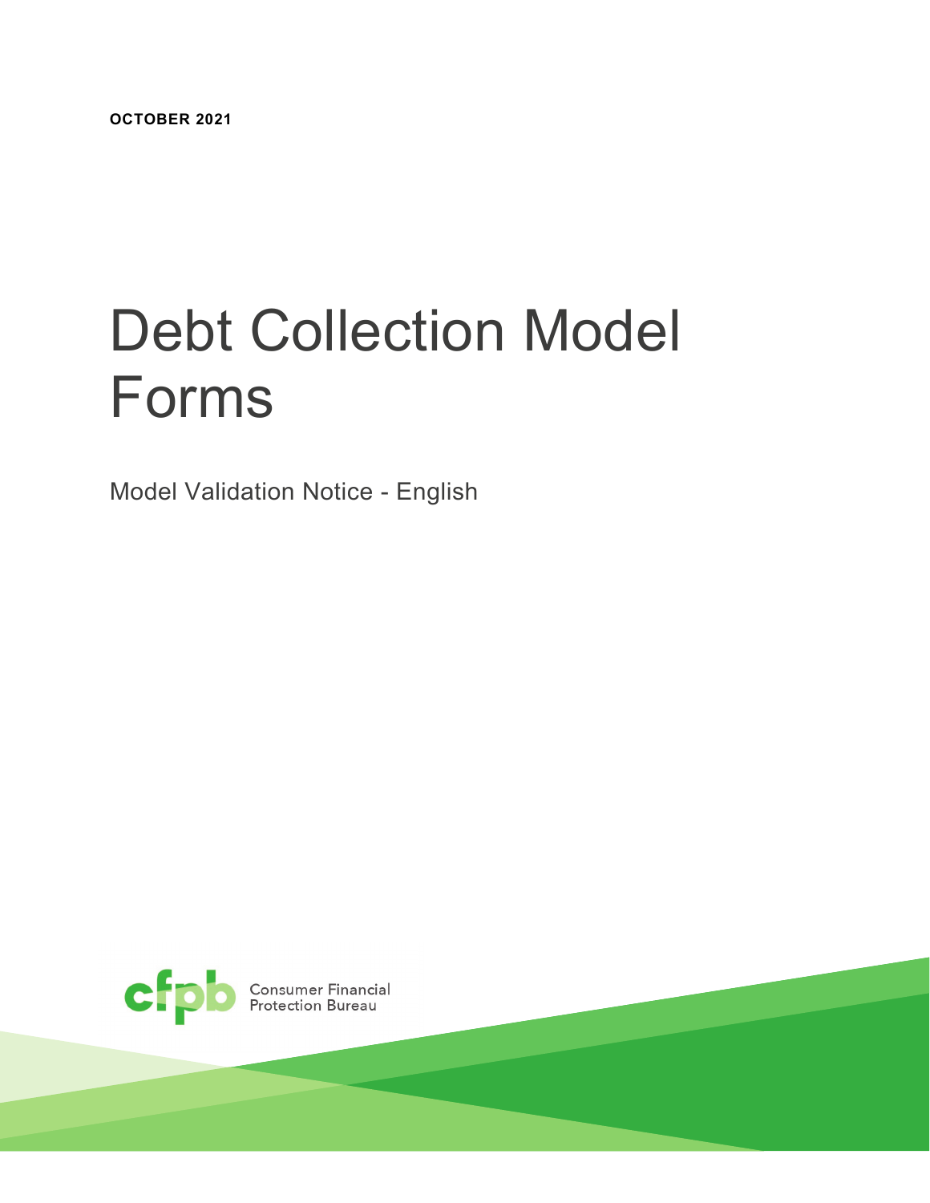**OCTOBER 2021**

# Debt Collection Model Forms

Model Validation Notice - English

Consumer Financial Protection Bureau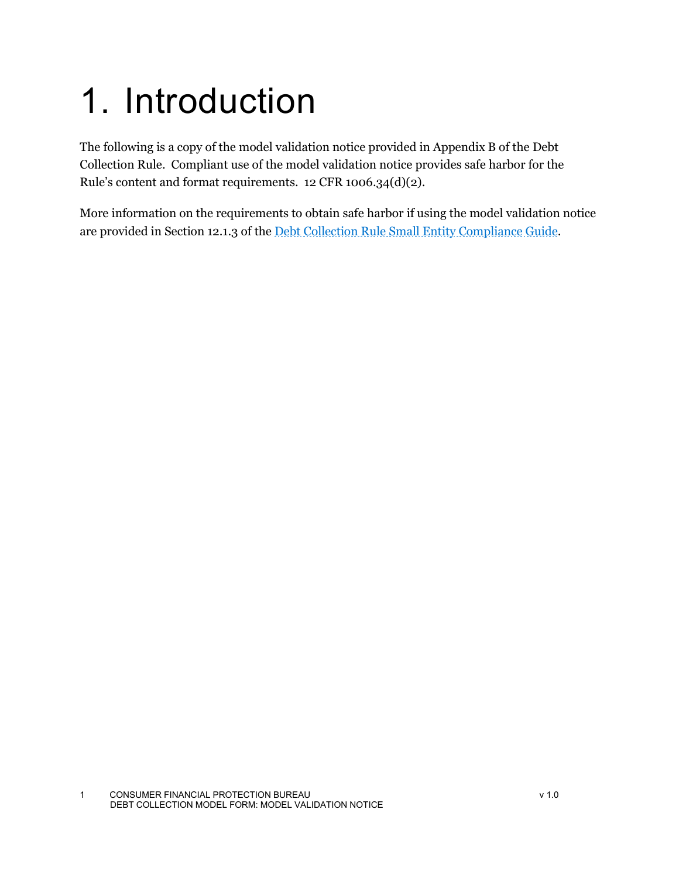# 1. Introduction

The following is a copy of the model validation notice provided in Appendix B of the Debt Collection Rule. Compliant use of the model validation notice provides safe harbor for the Rule's content and format requirements. 12 CFR 1006.34(d)(2).

More information on the requirements to obtain safe harbor if using the model validation notice are provided in Section 12.1.3 of the Debt Collection Rule Small Entity Compliance Guide.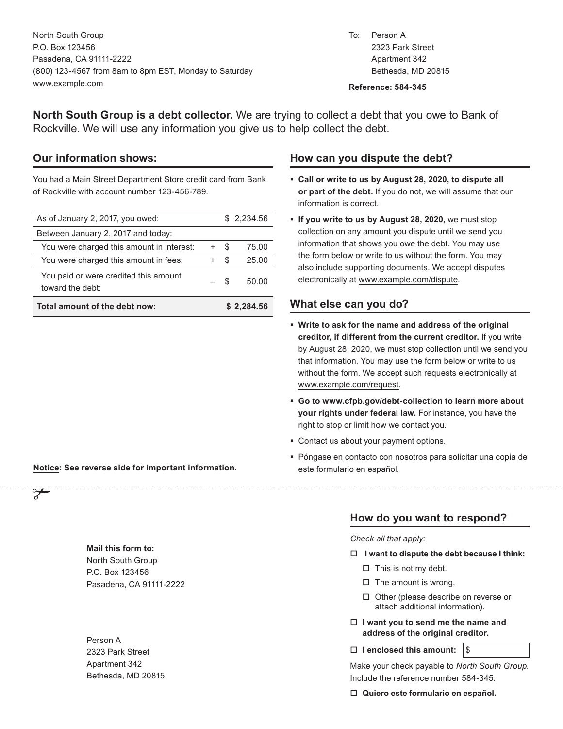North South Group
P.O. Box 123456
Pasadena, CA 91111-2222
(800) 123-4567 from 8am to 8pm EST, Monday to Saturday
www.example.com

To: Person A
2323 Park Street
Apartment 342
Bethesda, MD 20815

**Reference: 584-345**

**North South Group is a debt collector.** We are trying to collect a debt that you owe to Bank of Rockville. We will use any information you give us to help collect the debt.

## Our information shows:

You had a Main Street Department Store credit card from Bank of Rockville with account number 123-456-789.

| | | |
|---|---|---|
| As of January 2, 2017, you owed: | | $ 2,234.56 |
| Between January 2, 2017 and today: | | |
| You were charged this amount in interest: | + | $ 75.00 |
| You were charged this amount in fees: | + | $ 25.00 |
| You paid or were credited this amount toward the debt: | – | $ 50.00 |
| **Total amount of the debt now:** | | **$ 2,284.56** |

## How can you dispute the debt?

- **Call or write to us by August 28, 2020, to dispute all or part of the debt.** If you do not, we will assume that our information is correct.
- **If you write to us by August 28, 2020,** we must stop collection on any amount you dispute until we send you information that shows you owe the debt. You may use the form below or write to us without the form. You may also include supporting documents. We accept disputes electronically at www.example.com/dispute.

## What else can you do?

- **Write to ask for the name and address of the original creditor, if different from the current creditor.** If you write by August 28, 2020, we must stop collection until we send you that information. You may use the form below or write to us without the form. We accept such requests electronically at www.example.com/request.
- **Go to www.cfpb.gov/debt-collection to learn more about your rights under federal law.** For instance, you have the right to stop or limit how we contact you.
- Contact us about your payment options.
- Póngase en contacto con nosotros para solicitar una copia de este formulario en español.

**Notice: See reverse side for important information.**

---

**Mail this form to:**
North South Group
P.O. Box 123456
Pasadena, CA 91111-2222

Person A
2323 Park Street
Apartment 342
Bethesda, MD 20815

## How do you want to respond?

*Check all that apply:*

- ☐ **I want to dispute the debt because I think:**
  - ☐ This is not my debt.
  - ☐ The amount is wrong.
  - ☐ Other (please describe on reverse or attach additional information).
- ☐ **I want you to send me the name and address of the original creditor.**
- ☐ **I enclosed this amount:** $

Make your check payable to *North South Group.* Include the reference number 584-345.

- ☐ **Quiero este formulario en español.**